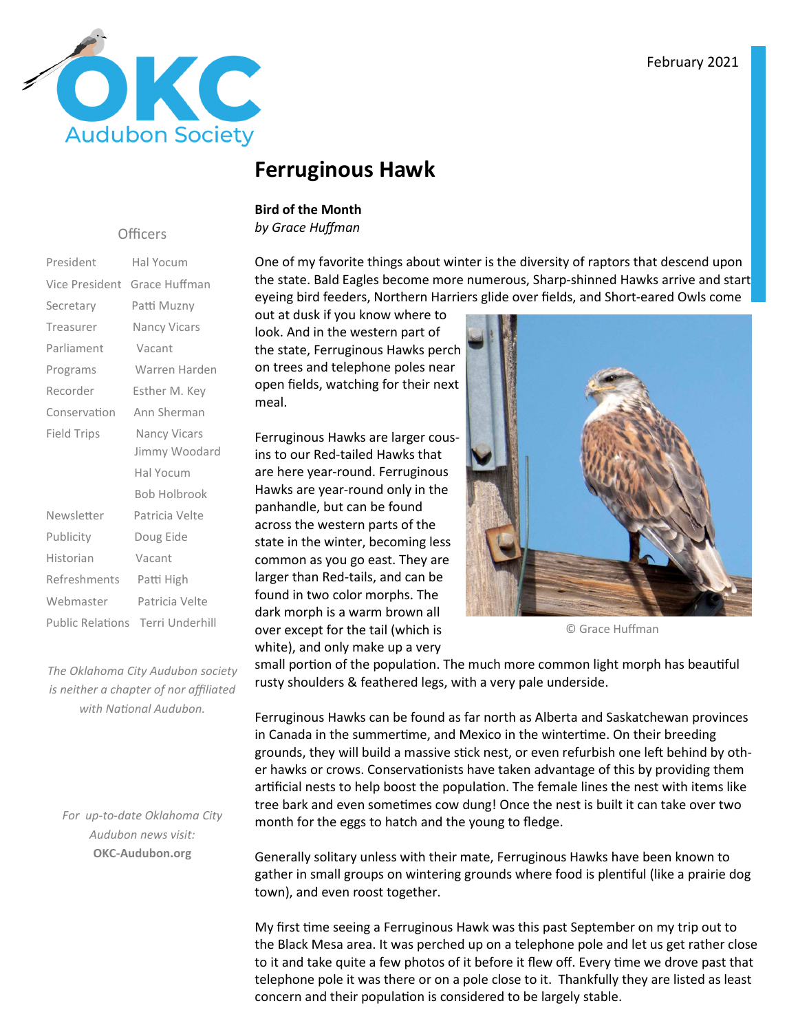OKC Audubon Society

February 2021

# Ferruginous Hawk

**Bird of the Month**
*by Grace Huffman*

One of my favorite things about winter is the diversity of raptors that descend upon the state. Bald Eagles become more numerous, Sharp-shinned Hawks arrive and start eyeing bird feeders, Northern Harriers glide over fields, and Short-eared Owls come out at dusk if you know where to look. And in the western part of the state, Ferruginous Hawks perch on trees and telephone poles near open fields, watching for their next meal.

Ferruginous Hawks are larger cousins to our Red-tailed Hawks that are here year-round. Ferruginous Hawks are year-round only in the panhandle, but can be found across the western parts of the state in the winter, becoming less common as you go east. They are larger than Red-tails, and can be found in two color morphs. The dark morph is a warm brown all over except for the tail (which is white), and only make up a very small portion of the population. The much more common light morph has beautiful rusty shoulders & feathered legs, with a very pale underside.

© Grace Huffman

Ferruginous Hawks can be found as far north as Alberta and Saskatchewan provinces in Canada in the summertime, and Mexico in the wintertime. On their breeding grounds, they will build a massive stick nest, or even refurbish one left behind by other hawks or crows. Conservationists have taken advantage of this by providing them artificial nests to help boost the population. The female lines the nest with items like tree bark and even sometimes cow dung! Once the nest is built it can take over two month for the eggs to hatch and the young to fledge.

Generally solitary unless with their mate, Ferruginous Hawks have been known to gather in small groups on wintering grounds where food is plentiful (like a prairie dog town), and even roost together.

My first time seeing a Ferruginous Hawk was this past September on my trip out to the Black Mesa area. It was perched up on a telephone pole and let us get rather close to it and take quite a few photos of it before it flew off. Every time we drove past that telephone pole it was there or on a pole close to it. Thankfully they are listed as least concern and their population is considered to be largely stable.

## Officers

| | |
|---|---|
| President | Hal Yocum |
| Vice President | Grace Huffman |
| Secretary | Patti Muzny |
| Treasurer | Nancy Vicars |
| Parliament | Vacant |
| Programs | Warren Harden |
| Recorder | Esther M. Key |
| Conservation | Ann Sherman |
| Field Trips | Nancy Vicars |
| | Jimmy Woodard |
| | Hal Yocum |
| | Bob Holbrook |
| Newsletter | Patricia Velte |
| Publicity | Doug Eide |
| Historian | Vacant |
| Refreshments | Patti High |
| Webmaster | Patricia Velte |
| Public Relations | Terri Underhill |

*The Oklahoma City Audubon society is neither a chapter of nor affiliated with National Audubon.*

*For up-to-date Oklahoma City Audubon news visit:*
**OKC-Audubon.org**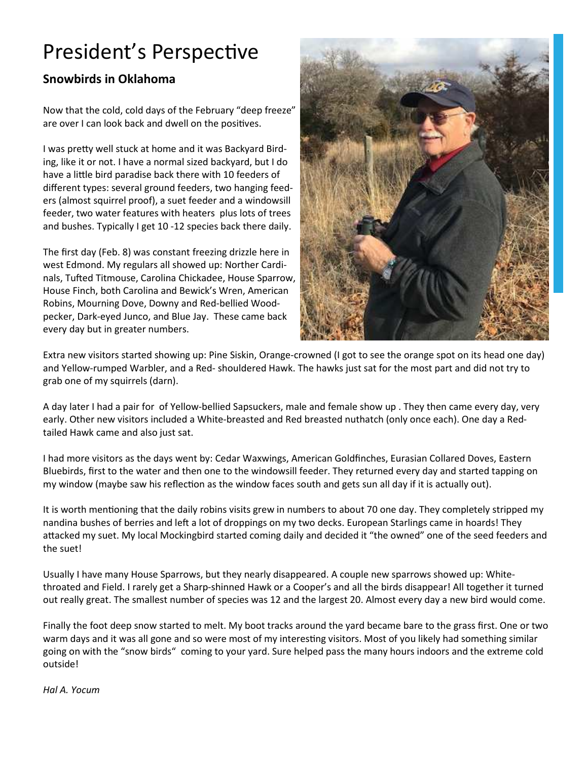# President's Perspective

## Snowbirds in Oklahoma

Now that the cold, cold days of the February "deep freeze" are over I can look back and dwell on the positives.

I was pretty well stuck at home and it was Backyard Birding, like it or not. I have a normal sized backyard, but I do have a little bird paradise back there with 10 feeders of different types: several ground feeders, two hanging feeders (almost squirrel proof), a suet feeder and a windowsill feeder, two water features with heaters plus lots of trees and bushes. Typically I get 10 -12 species back there daily.

The first day (Feb. 8) was constant freezing drizzle here in west Edmond. My regulars all showed up: Norther Cardinals, Tufted Titmouse, Carolina Chickadee, House Sparrow, House Finch, both Carolina and Bewick's Wren, American Robins, Mourning Dove, Downy and Red-bellied Woodpecker, Dark-eyed Junco, and Blue Jay. These came back every day but in greater numbers.

Extra new visitors started showing up: Pine Siskin, Orange-crowned (I got to see the orange spot on its head one day) and Yellow-rumped Warbler, and a Red- shouldered Hawk. The hawks just sat for the most part and did not try to grab one of my squirrels (darn).

A day later I had a pair for of Yellow-bellied Sapsuckers, male and female show up . They then came every day, very early. Other new visitors included a White-breasted and Red breasted nuthatch (only once each). One day a Red-tailed Hawk came and also just sat.

I had more visitors as the days went by: Cedar Waxwings, American Goldfinches, Eurasian Collared Doves, Eastern Bluebirds, first to the water and then one to the windowsill feeder. They returned every day and started tapping on my window (maybe saw his reflection as the window faces south and gets sun all day if it is actually out).

It is worth mentioning that the daily robins visits grew in numbers to about 70 one day. They completely stripped my nandina bushes of berries and left a lot of droppings on my two decks. European Starlings came in hoards! They attacked my suet. My local Mockingbird started coming daily and decided it "the owned" one of the seed feeders and the suet!

Usually I have many House Sparrows, but they nearly disappeared. A couple new sparrows showed up: White-throated and Field. I rarely get a Sharp-shinned Hawk or a Cooper's and all the birds disappear! All together it turned out really great. The smallest number of species was 12 and the largest 20. Almost every day a new bird would come.

Finally the foot deep snow started to melt. My boot tracks around the yard became bare to the grass first. One or two warm days and it was all gone and so were most of my interesting visitors. Most of you likely had something similar going on with the "snow birds" coming to your yard. Sure helped pass the many hours indoors and the extreme cold outside!

*Hal A. Yocum*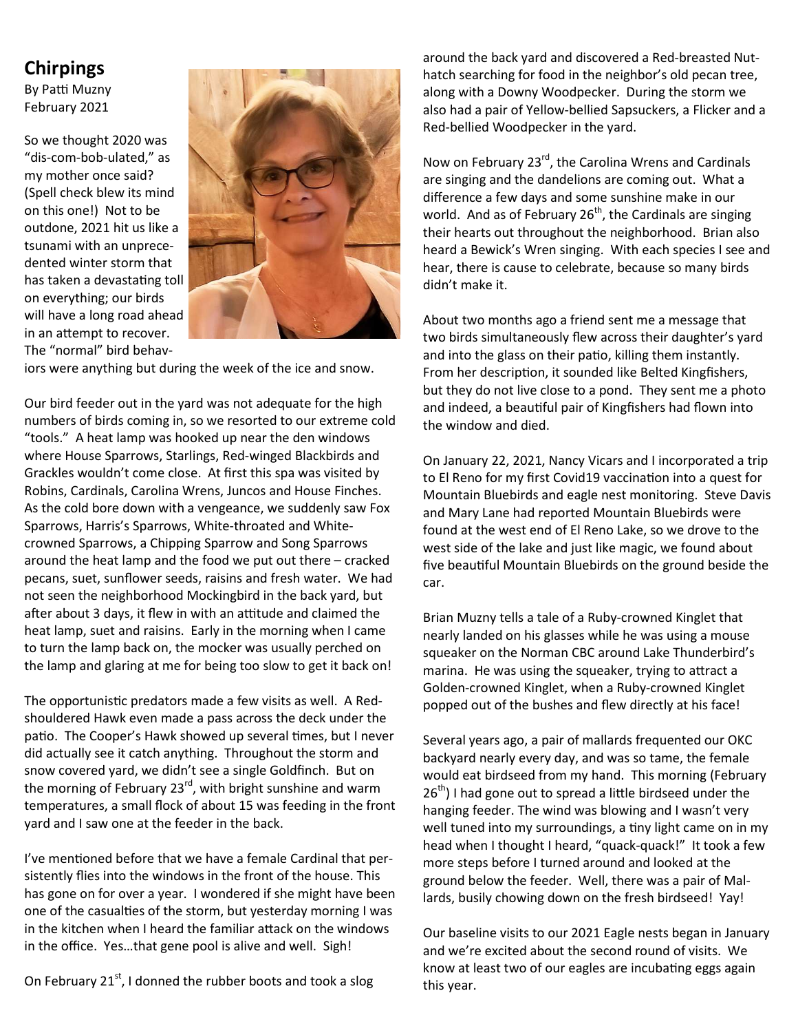## Chirpings

By Patti Muzny
February 2021

So we thought 2020 was "dis-com-bob-ulated," as my mother once said? (Spell check blew its mind on this one!) Not to be outdone, 2021 hit us like a tsunami with an unprecedented winter storm that has taken a devastating toll on everything; our birds will have a long road ahead in an attempt to recover. The "normal" bird behaviors were anything but during the week of the ice and snow.

Our bird feeder out in the yard was not adequate for the high numbers of birds coming in, so we resorted to our extreme cold "tools." A heat lamp was hooked up near the den windows where House Sparrows, Starlings, Red-winged Blackbirds and Grackles wouldn't come close. At first this spa was visited by Robins, Cardinals, Carolina Wrens, Juncos and House Finches. As the cold bore down with a vengeance, we suddenly saw Fox Sparrows, Harris's Sparrows, White-throated and White-crowned Sparrows, a Chipping Sparrow and Song Sparrows around the heat lamp and the food we put out there – cracked pecans, suet, sunflower seeds, raisins and fresh water. We had not seen the neighborhood Mockingbird in the back yard, but after about 3 days, it flew in with an attitude and claimed the heat lamp, suet and raisins. Early in the morning when I came to turn the lamp back on, the mocker was usually perched on the lamp and glaring at me for being too slow to get it back on!

The opportunistic predators made a few visits as well. A Red-shouldered Hawk even made a pass across the deck under the patio. The Cooper's Hawk showed up several times, but I never did actually see it catch anything. Throughout the storm and snow covered yard, we didn't see a single Goldfinch. But on the morning of February 23rd, with bright sunshine and warm temperatures, a small flock of about 15 was feeding in the front yard and I saw one at the feeder in the back.

I've mentioned before that we have a female Cardinal that persistently flies into the windows in the front of the house. This has gone on for over a year. I wondered if she might have been one of the casualties of the storm, but yesterday morning I was in the kitchen when I heard the familiar attack on the windows in the office. Yes…that gene pool is alive and well. Sigh!

On February 21st, I donned the rubber boots and took a slog around the back yard and discovered a Red-breasted Nuthatch searching for food in the neighbor's old pecan tree, along with a Downy Woodpecker. During the storm we also had a pair of Yellow-bellied Sapsuckers, a Flicker and a Red-bellied Woodpecker in the yard.

Now on February 23rd, the Carolina Wrens and Cardinals are singing and the dandelions are coming out. What a difference a few days and some sunshine make in our world. And as of February 26th, the Cardinals are singing their hearts out throughout the neighborhood. Brian also heard a Bewick's Wren singing. With each species I see and hear, there is cause to celebrate, because so many birds didn't make it.

About two months ago a friend sent me a message that two birds simultaneously flew across their daughter's yard and into the glass on their patio, killing them instantly. From her description, it sounded like Belted Kingfishers, but they do not live close to a pond. They sent me a photo and indeed, a beautiful pair of Kingfishers had flown into the window and died.

On January 22, 2021, Nancy Vicars and I incorporated a trip to El Reno for my first Covid19 vaccination into a quest for Mountain Bluebirds and eagle nest monitoring. Steve Davis and Mary Lane had reported Mountain Bluebirds were found at the west end of El Reno Lake, so we drove to the west side of the lake and just like magic, we found about five beautiful Mountain Bluebirds on the ground beside the car.

Brian Muzny tells a tale of a Ruby-crowned Kinglet that nearly landed on his glasses while he was using a mouse squeaker on the Norman CBC around Lake Thunderbird's marina. He was using the squeaker, trying to attract a Golden-crowned Kinglet, when a Ruby-crowned Kinglet popped out of the bushes and flew directly at his face!

Several years ago, a pair of mallards frequented our OKC backyard nearly every day, and was so tame, the female would eat birdseed from my hand. This morning (February 26th) I had gone out to spread a little birdseed under the hanging feeder. The wind was blowing and I wasn't very well tuned into my surroundings, a tiny light came on in my head when I thought I heard, "quack-quack!" It took a few more steps before I turned around and looked at the ground below the feeder. Well, there was a pair of Mallards, busily chowing down on the fresh birdseed! Yay!

Our baseline visits to our 2021 Eagle nests began in January and we're excited about the second round of visits. We know at least two of our eagles are incubating eggs again this year.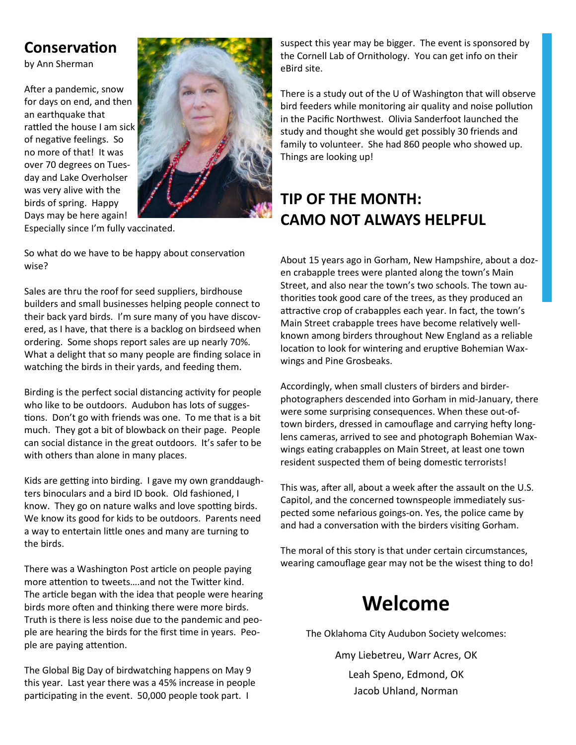## Conservation

by Ann Sherman

After a pandemic, snow for days on end, and then an earthquake that rattled the house I am sick of negative feelings. So no more of that! It was over 70 degrees on Tuesday and Lake Overholser was very alive with the birds of spring. Happy Days may be here again! Especially since I'm fully vaccinated.

So what do we have to be happy about conservation wise?

Sales are thru the roof for seed suppliers, birdhouse builders and small businesses helping people connect to their back yard birds. I'm sure many of you have discovered, as I have, that there is a backlog on birdseed when ordering. Some shops report sales are up nearly 70%. What a delight that so many people are finding solace in watching the birds in their yards, and feeding them.

Birding is the perfect social distancing activity for people who like to be outdoors. Audubon has lots of suggestions. Don't go with friends was one. To me that is a bit much. They got a bit of blowback on their page. People can social distance in the great outdoors. It's safer to be with others than alone in many places.

Kids are getting into birding. I gave my own granddaughters binoculars and a bird ID book. Old fashioned, I know. They go on nature walks and love spotting birds. We know its good for kids to be outdoors. Parents need a way to entertain little ones and many are turning to the birds.

There was a Washington Post article on people paying more attention to tweets….and not the Twitter kind. The article began with the idea that people were hearing birds more often and thinking there were more birds. Truth is there is less noise due to the pandemic and people are hearing the birds for the first time in years. People are paying attention.

The Global Big Day of birdwatching happens on May 9 this year. Last year there was a 45% increase in people participating in the event. 50,000 people took part. I suspect this year may be bigger. The event is sponsored by the Cornell Lab of Ornithology. You can get info on their eBird site.

There is a study out of the U of Washington that will observe bird feeders while monitoring air quality and noise pollution in the Pacific Northwest. Olivia Sanderfoot launched the study and thought she would get possibly 30 friends and family to volunteer. She had 860 people who showed up. Things are looking up!

## TIP OF THE MONTH: CAMO NOT ALWAYS HELPFUL

About 15 years ago in Gorham, New Hampshire, about a dozen crabapple trees were planted along the town's Main Street, and also near the town's two schools. The town authorities took good care of the trees, as they produced an attractive crop of crabapples each year. In fact, the town's Main Street crabapple trees have become relatively well-known among birders throughout New England as a reliable location to look for wintering and eruptive Bohemian Waxwings and Pine Grosbeaks.

Accordingly, when small clusters of birders and birder-photographers descended into Gorham in mid-January, there were some surprising consequences. When these out-of-town birders, dressed in camouflage and carrying hefty long-lens cameras, arrived to see and photograph Bohemian Waxwings eating crabapples on Main Street, at least one town resident suspected them of being domestic terrorists!

This was, after all, about a week after the assault on the U.S. Capitol, and the concerned townspeople immediately suspected some nefarious goings-on. Yes, the police came by and had a conversation with the birders visiting Gorham.

The moral of this story is that under certain circumstances, wearing camouflage gear may not be the wisest thing to do!

# Welcome

The Oklahoma City Audubon Society welcomes:

Amy Liebetreu, Warr Acres, OK

Leah Speno, Edmond, OK

Jacob Uhland, Norman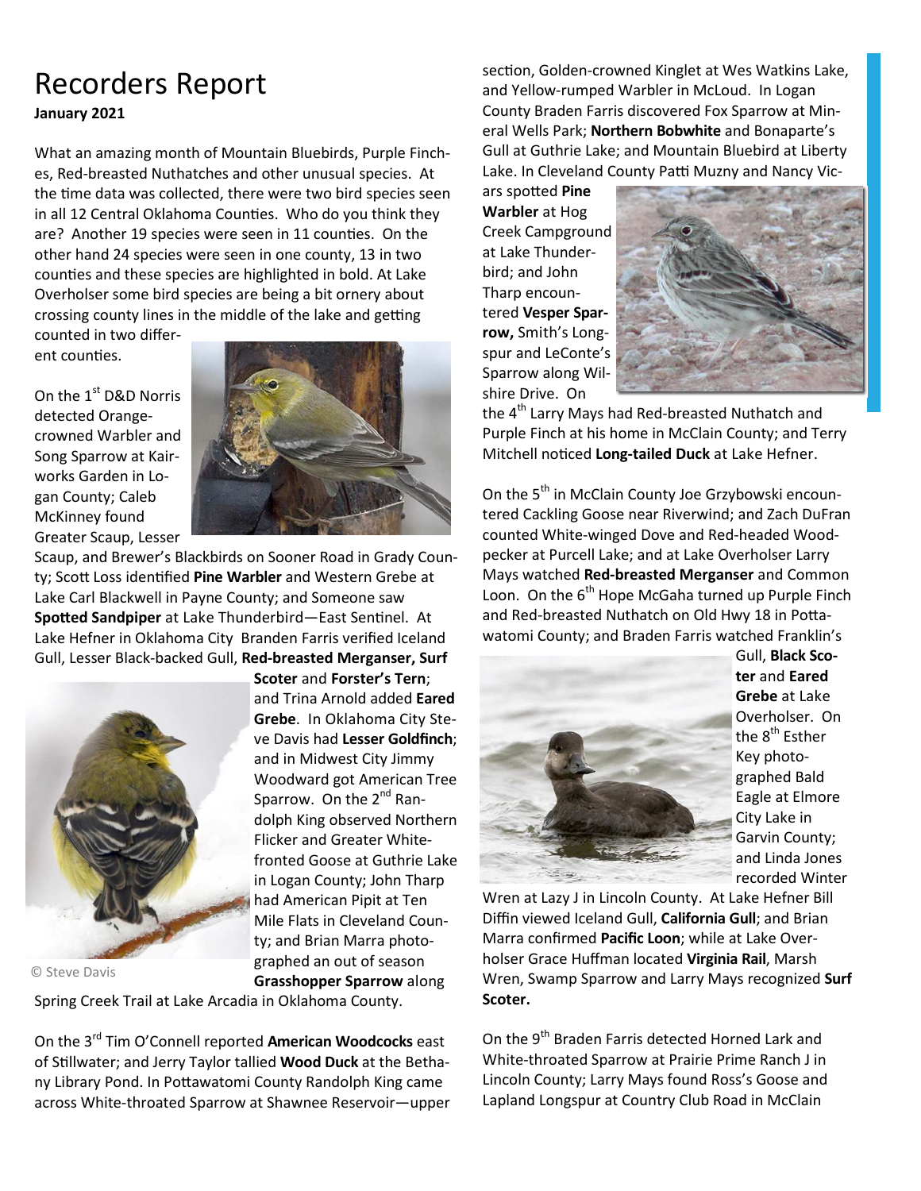# Recorders Report

**January 2021**

What an amazing month of Mountain Bluebirds, Purple Finches, Red-breasted Nuthatches and other unusual species. At the time data was collected, there were two bird species seen in all 12 Central Oklahoma Counties. Who do you think they are? Another 19 species were seen in 11 counties. On the other hand 24 species were seen in one county, 13 in two counties and these species are highlighted in bold. At Lake Overholser some bird species are being a bit ornery about crossing county lines in the middle of the lake and getting counted in two different counties.

On the 1st D&D Norris detected Orange-crowned Warbler and Song Sparrow at Kairworks Garden in Logan County; Caleb McKinney found Greater Scaup, Lesser Scaup, and Brewer's Blackbirds on Sooner Road in Grady County; Scott Loss identified **Pine Warbler** and Western Grebe at Lake Carl Blackwell in Payne County; and Someone saw **Spotted Sandpiper** at Lake Thunderbird—East Sentinel. At Lake Hefner in Oklahoma City Branden Farris verified Iceland Gull, Lesser Black-backed Gull, **Red-breasted Merganser, Surf Scoter** and **Forster's Tern**; and Trina Arnold added **Eared Grebe**. In Oklahoma City Steve Davis had **Lesser Goldfinch**; and in Midwest City Jimmy Woodward got American Tree Sparrow. On the 2nd Randolph King observed Northern Flicker and Greater White-fronted Goose at Guthrie Lake in Logan County; John Tharp had American Pipit at Ten Mile Flats in Cleveland County; and Brian Marra photographed an out of season **Grasshopper Sparrow** along Spring Creek Trail at Lake Arcadia in Oklahoma County.

© Steve Davis

On the 3rd Tim O'Connell reported **American Woodcocks** east of Stillwater; and Jerry Taylor tallied **Wood Duck** at the Bethany Library Pond. In Pottawatomi County Randolph King came across White-throated Sparrow at Shawnee Reservoir—upper section, Golden-crowned Kinglet at Wes Watkins Lake, and Yellow-rumped Warbler in McLoud. In Logan County Braden Farris discovered Fox Sparrow at Mineral Wells Park; **Northern Bobwhite** and Bonaparte's Gull at Guthrie Lake; and Mountain Bluebird at Liberty Lake. In Cleveland County Patti Muzny and Nancy Vicars spotted **Pine Warbler** at Hog Creek Campground at Lake Thunderbird; and John Tharp encountered **Vesper Sparrow,** Smith's Longspur and LeConte's Sparrow along Wilshire Drive. On the 4th Larry Mays had Red-breasted Nuthatch and Purple Finch at his home in McClain County; and Terry Mitchell noticed **Long-tailed Duck** at Lake Hefner.

On the 5th in McClain County Joe Grzybowski encountered Cackling Goose near Riverwind; and Zach DuFran counted White-winged Dove and Red-headed Woodpecker at Purcell Lake; and at Lake Overholser Larry Mays watched **Red-breasted Merganser** and Common Loon. On the 6th Hope McGaha turned up Purple Finch and Red-breasted Nuthatch on Old Hwy 18 in Pottawatomi County; and Braden Farris watched Franklin's Gull, **Black Scoter** and **Eared Grebe** at Lake Overholser. On the 8th Esther Key photographed Bald Eagle at Elmore City Lake in Garvin County; and Linda Jones recorded Winter Wren at Lazy J in Lincoln County. At Lake Hefner Bill Diffin viewed Iceland Gull, **California Gull**; and Brian Marra confirmed **Pacific Loon**; while at Lake Overholser Grace Huffman located **Virginia Rail**, Marsh Wren, Swamp Sparrow and Larry Mays recognized **Surf Scoter.**

On the 9th Braden Farris detected Horned Lark and White-throated Sparrow at Prairie Prime Ranch J in Lincoln County; Larry Mays found Ross's Goose and Lapland Longspur at Country Club Road in McClain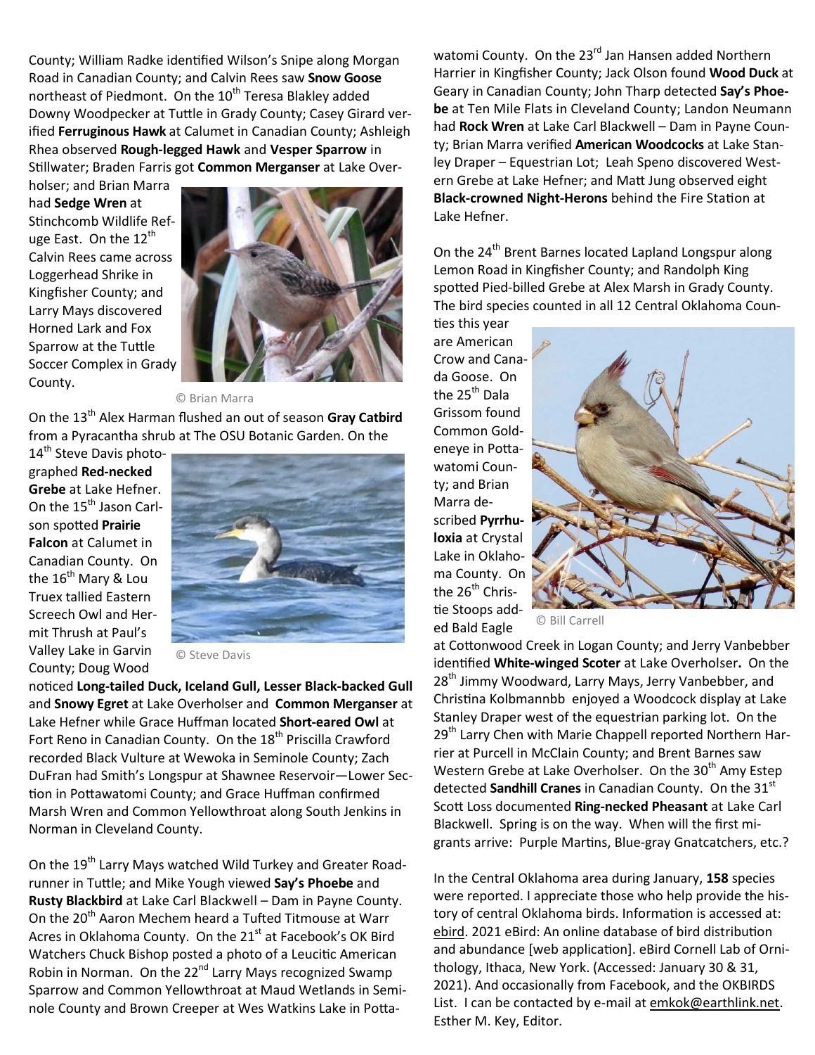County; William Radke identified Wilson's Snipe along Morgan Road in Canadian County; and Calvin Rees saw **Snow Goose** northeast of Piedmont. On the 10th Teresa Blakley added Downy Woodpecker at Tuttle in Grady County; Casey Girard verified **Ferruginous Hawk** at Calumet in Canadian County; Ashleigh Rhea observed **Rough-legged Hawk** and **Vesper Sparrow** in Stillwater; Braden Farris got **Common Merganser** at Lake Overholser; and Brian Marra had **Sedge Wren** at Stinchcomb Wildlife Refuge East. On the 12th Calvin Rees came across Loggerhead Shrike in Kingfisher County; and Larry Mays discovered Horned Lark and Fox Sparrow at the Tuttle Soccer Complex in Grady County.

© Brian Marra

On the 13th Alex Harman flushed an out of season **Gray Catbird** from a Pyracantha shrub at The OSU Botanic Garden. On the 14th Steve Davis photographed **Red-necked Grebe** at Lake Hefner. On the 15th Jason Carlson spotted **Prairie Falcon** at Calumet in Canadian County. On the 16th Mary & Lou Truex tallied Eastern Screech Owl and Hermit Thrush at Paul's Valley Lake in Garvin County; Doug Wood noticed **Long-tailed Duck, Iceland Gull, Lesser Black-backed Gull** and **Snowy Egret** at Lake Overholser and **Common Merganser** at Lake Hefner while Grace Huffman located **Short-eared Owl** at Fort Reno in Canadian County. On the 18th Priscilla Crawford recorded Black Vulture at Wewoka in Seminole County; Zach DuFran had Smith's Longspur at Shawnee Reservoir—Lower Section in Pottawatomi County; and Grace Huffman confirmed Marsh Wren and Common Yellowthroat along South Jenkins in Norman in Cleveland County.

© Steve Davis

On the 19th Larry Mays watched Wild Turkey and Greater Roadrunner in Tuttle; and Mike Yough viewed **Say's Phoebe** and **Rusty Blackbird** at Lake Carl Blackwell – Dam in Payne County. On the 20th Aaron Mechem heard a Tufted Titmouse at Warr Acres in Oklahoma County. On the 21st at Facebook's OK Bird Watchers Chuck Bishop posted a photo of a Leucitic American Robin in Norman. On the 22nd Larry Mays recognized Swamp Sparrow and Common Yellowthroat at Maud Wetlands in Seminole County and Brown Creeper at Wes Watkins Lake in Pottawatomi County. On the 23rd Jan Hansen added Northern Harrier in Kingfisher County; Jack Olson found **Wood Duck** at Geary in Canadian County; John Tharp detected **Say's Phoebe** at Ten Mile Flats in Cleveland County; Landon Neumann had **Rock Wren** at Lake Carl Blackwell – Dam in Payne County; Brian Marra verified **American Woodcocks** at Lake Stanley Draper – Equestrian Lot; Leah Speno discovered Western Grebe at Lake Hefner; and Matt Jung observed eight **Black-crowned Night-Herons** behind the Fire Station at Lake Hefner.

On the 24th Brent Barnes located Lapland Longspur along Lemon Road in Kingfisher County; and Randolph King spotted Pied-billed Grebe at Alex Marsh in Grady County. The bird species counted in all 12 Central Oklahoma Counties this year are American Crow and Canada Goose. On the 25th Dala Grissom found Common Goldeneye in Pottawatomi County; and Brian Marra described **Pyrrhuloxia** at Crystal Lake in Oklahoma County. On the 26th Christie Stoops added Bald Eagle at Cottonwood Creek in Logan County; and Jerry Vanbebber identified **White-winged Scoter** at Lake Overholser**.** On the 28th Jimmy Woodward, Larry Mays, Jerry Vanbebber, and Christina Kolbmannbb enjoyed a Woodcock display at Lake Stanley Draper west of the equestrian parking lot. On the 29th Larry Chen with Marie Chappell reported Northern Harrier at Purcell in McClain County; and Brent Barnes saw Western Grebe at Lake Overholser. On the 30th Amy Estep detected **Sandhill Cranes** in Canadian County. On the 31st Scott Loss documented **Ring-necked Pheasant** at Lake Carl Blackwell. Spring is on the way. When will the first migrants arrive: Purple Martins, Blue-gray Gnatcatchers, etc.?

© Bill Carrell

In the Central Oklahoma area during January, **158** species were reported. I appreciate those who help provide the history of central Oklahoma birds. Information is accessed at: ebird. 2021 eBird: An online database of bird distribution and abundance [web application]. eBird Cornell Lab of Ornithology, Ithaca, New York. (Accessed: January 30 & 31, 2021). And occasionally from Facebook, and the OKBIRDS List. I can be contacted by e-mail at emkok@earthlink.net. Esther M. Key, Editor.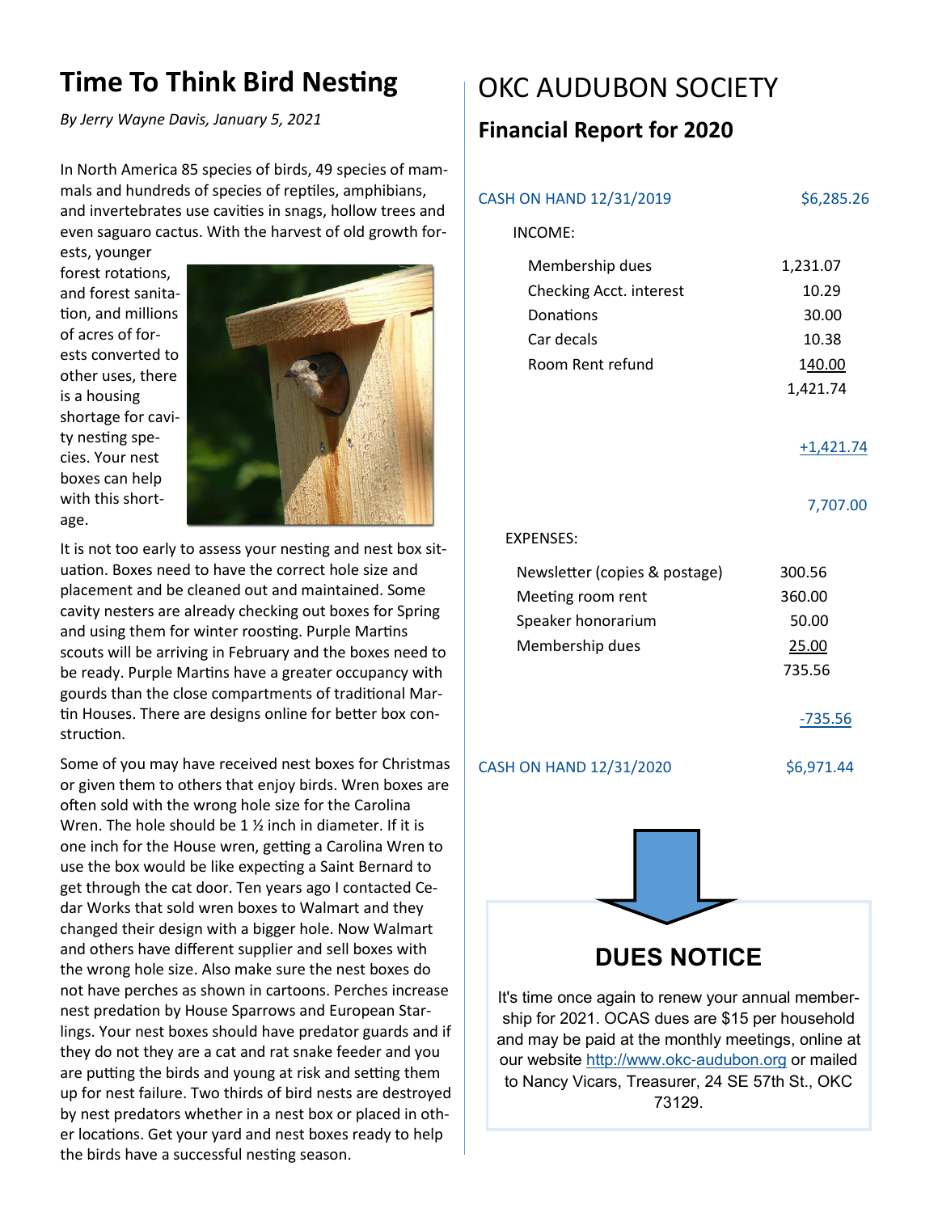## Time To Think Bird Nesting

*By Jerry Wayne Davis, January 5, 2021*

In North America 85 species of birds, 49 species of mammals and hundreds of species of reptiles, amphibians, and invertebrates use cavities in snags, hollow trees and even saguaro cactus. With the harvest of old growth forests, younger forest rotations, and forest sanitation, and millions of acres of forests converted to other uses, there is a housing shortage for cavity nesting species. Your nest boxes can help with this shortage.

It is not too early to assess your nesting and nest box situation. Boxes need to have the correct hole size and placement and be cleaned out and maintained. Some cavity nesters are already checking out boxes for Spring and using them for winter roosting. Purple Martins scouts will be arriving in February and the boxes need to be ready. Purple Martins have a greater occupancy with gourds than the close compartments of traditional Martin Houses. There are designs online for better box construction.

Some of you may have received nest boxes for Christmas or given them to others that enjoy birds. Wren boxes are often sold with the wrong hole size for the Carolina Wren. The hole should be 1 ½ inch in diameter. If it is one inch for the House wren, getting a Carolina Wren to use the box would be like expecting a Saint Bernard to get through the cat door. Ten years ago I contacted Cedar Works that sold wren boxes to Walmart and they changed their design with a bigger hole. Now Walmart and others have different supplier and sell boxes with the wrong hole size. Also make sure the nest boxes do not have perches as shown in cartoons. Perches increase nest predation by House Sparrows and European Starlings. Your nest boxes should have predator guards and if they do not they are a cat and rat snake feeder and you are putting the birds and young at risk and setting them up for nest failure. Two thirds of bird nests are destroyed by nest predators whether in a nest box or placed in other locations. Get your yard and nest boxes ready to help the birds have a successful nesting season.

# OKC AUDUBON SOCIETY

## Financial Report for 2020

| | | |
|---|---|---|
| CASH ON HAND 12/31/2019 | | $6,285.26 |
| INCOME: | | |
| Membership dues | 1,231.07 | |
| Checking Acct. interest | 10.29 | |
| Donations | 30.00 | |
| Car decals | 10.38 | |
| Room Rent refund | 140.00 | |
| | 1,421.74 | |
| | | +1,421.74 |
| | | 7,707.00 |
| EXPENSES: | | |
| Newsletter (copies & postage) | 300.56 | |
| Meeting room rent | 360.00 | |
| Speaker honorarium | 50.00 | |
| Membership dues | 25.00 | |
| | 735.56 | |
| | | -735.56 |
| CASH ON HAND 12/31/2020 | | $6,971.44 |

### DUES NOTICE

It's time once again to renew your annual membership for 2021. OCAS dues are $15 per household and may be paid at the monthly meetings, online at our website http://www.okc-audubon.org or mailed to Nancy Vicars, Treasurer, 24 SE 57th St., OKC 73129.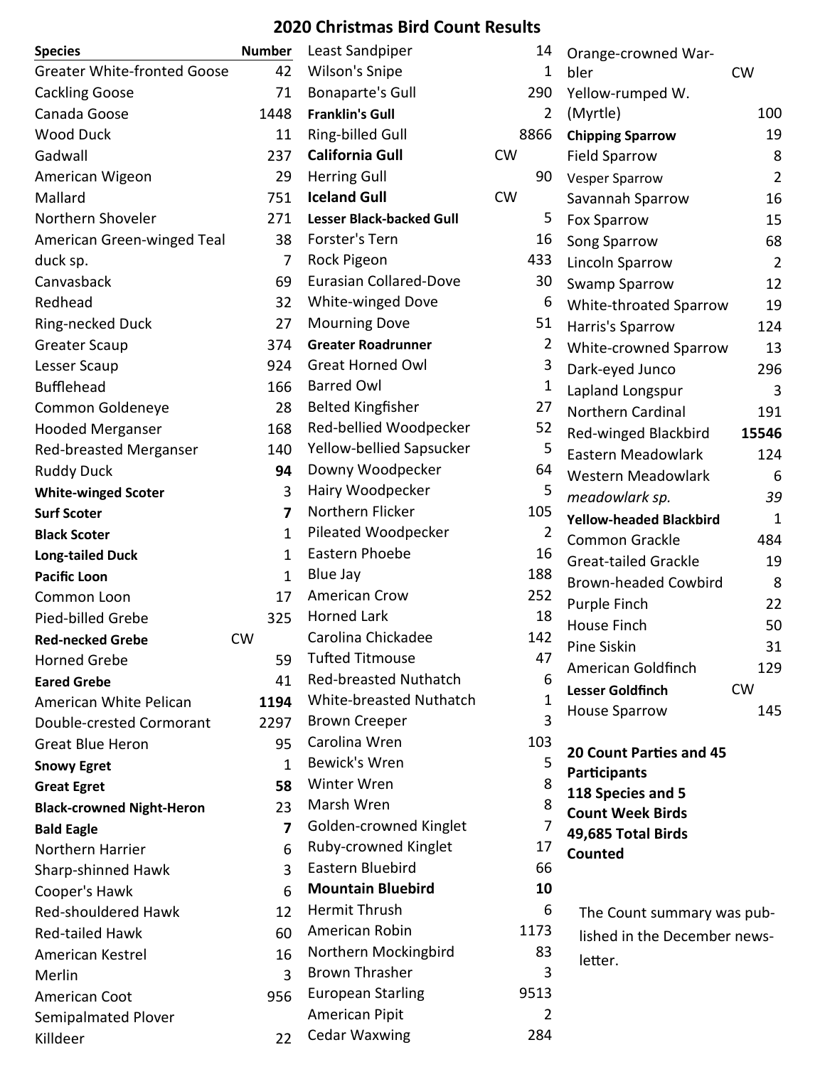# 2020 Christmas Bird Count Results

| Species | Number |
|---|---|
| Greater White-fronted Goose | 42 |
| Cackling Goose | 71 |
| Canada Goose | 1448 |
| Wood Duck | 11 |
| Gadwall | 237 |
| American Wigeon | 29 |
| Mallard | 751 |
| Northern Shoveler | 271 |
| American Green-winged Teal | 38 |
| duck sp. | 7 |
| Canvasback | 69 |
| Redhead | 32 |
| Ring-necked Duck | 27 |
| Greater Scaup | 374 |
| Lesser Scaup | 924 |
| Bufflehead | 166 |
| Common Goldeneye | 28 |
| Hooded Merganser | 168 |
| Red-breasted Merganser | 140 |
| Ruddy Duck | **94** |
| **White-winged Scoter** | 3 |
| **Surf Scoter** | **7** |
| **Black Scoter** | 1 |
| **Long-tailed Duck** | 1 |
| **Pacific Loon** | 1 |
| Common Loon | 17 |
| Pied-billed Grebe | 325 |
| **Red-necked Grebe** | CW |
| Horned Grebe | 59 |
| **Eared Grebe** | 41 |
| American White Pelican | **1194** |
| Double-crested Cormorant | 2297 |
| Great Blue Heron | 95 |
| **Snowy Egret** | 1 |
| **Great Egret** | **58** |
| **Black-crowned Night-Heron** | 23 |
| **Bald Eagle** | **7** |
| Northern Harrier | 6 |
| Sharp-shinned Hawk | 3 |
| Cooper's Hawk | 6 |
| Red-shouldered Hawk | 12 |
| Red-tailed Hawk | 60 |
| American Kestrel | 16 |
| Merlin | 3 |
| American Coot | 956 |
| Semipalmated Plover | |
| Killdeer | 22 |
| Least Sandpiper | 14 |
| Wilson's Snipe | 1 |
| Bonaparte's Gull | 290 |
| **Franklin's Gull** | 2 |
| Ring-billed Gull | 8866 |
| **California Gull** | CW |
| Herring Gull | 90 |
| **Iceland Gull** | CW |
| **Lesser Black-backed Gull** | 5 |
| Forster's Tern | 16 |
| Rock Pigeon | 433 |
| Eurasian Collared-Dove | 30 |
| White-winged Dove | 6 |
| Mourning Dove | 51 |
| **Greater Roadrunner** | 2 |
| Great Horned Owl | 3 |
| Barred Owl | 1 |
| Belted Kingfisher | 27 |
| Red-bellied Woodpecker | 52 |
| Yellow-bellied Sapsucker | 5 |
| Downy Woodpecker | 64 |
| Hairy Woodpecker | 5 |
| Northern Flicker | 105 |
| Pileated Woodpecker | 2 |
| Eastern Phoebe | 16 |
| Blue Jay | 188 |
| American Crow | 252 |
| Horned Lark | 18 |
| Carolina Chickadee | 142 |
| Tufted Titmouse | 47 |
| Red-breasted Nuthatch | 6 |
| White-breasted Nuthatch | 1 |
| Brown Creeper | 3 |
| Carolina Wren | 103 |
| Bewick's Wren | 5 |
| Winter Wren | 8 |
| Marsh Wren | 8 |
| Golden-crowned Kinglet | 7 |
| Ruby-crowned Kinglet | 17 |
| Eastern Bluebird | 66 |
| **Mountain Bluebird** | **10** |
| Hermit Thrush | 6 |
| American Robin | 1173 |
| Northern Mockingbird | 83 |
| Brown Thrasher | 3 |
| European Starling | 9513 |
| American Pipit | 2 |
| Cedar Waxwing | 284 |
| Orange-crowned Warbler | CW |
| Yellow-rumped W. (Myrtle) | 100 |
| **Chipping Sparrow** | 19 |
| Field Sparrow | 8 |
| Vesper Sparrow | 2 |
| Savannah Sparrow | 16 |
| Fox Sparrow | 15 |
| Song Sparrow | 68 |
| Lincoln Sparrow | 2 |
| Swamp Sparrow | 12 |
| White-throated Sparrow | 19 |
| Harris's Sparrow | 124 |
| White-crowned Sparrow | 13 |
| Dark-eyed Junco | 296 |
| Lapland Longspur | 3 |
| Northern Cardinal | 191 |
| Red-winged Blackbird | **15546** |
| Eastern Meadowlark | 124 |
| Western Meadowlark | 6 |
| *meadowlark sp.* | *39* |
| **Yellow-headed Blackbird** | 1 |
| Common Grackle | 484 |
| Great-tailed Grackle | 19 |
| Brown-headed Cowbird | 8 |
| Purple Finch | 22 |
| House Finch | 50 |
| Pine Siskin | 31 |
| American Goldfinch | 129 |
| **Lesser Goldfinch** | CW |
| House Sparrow | 145 |

**20 Count Parties and 45 Participants**
**118 Species and 5 Count Week Birds**
**49,685 Total Birds Counted**

The Count summary was published in the December newsletter.